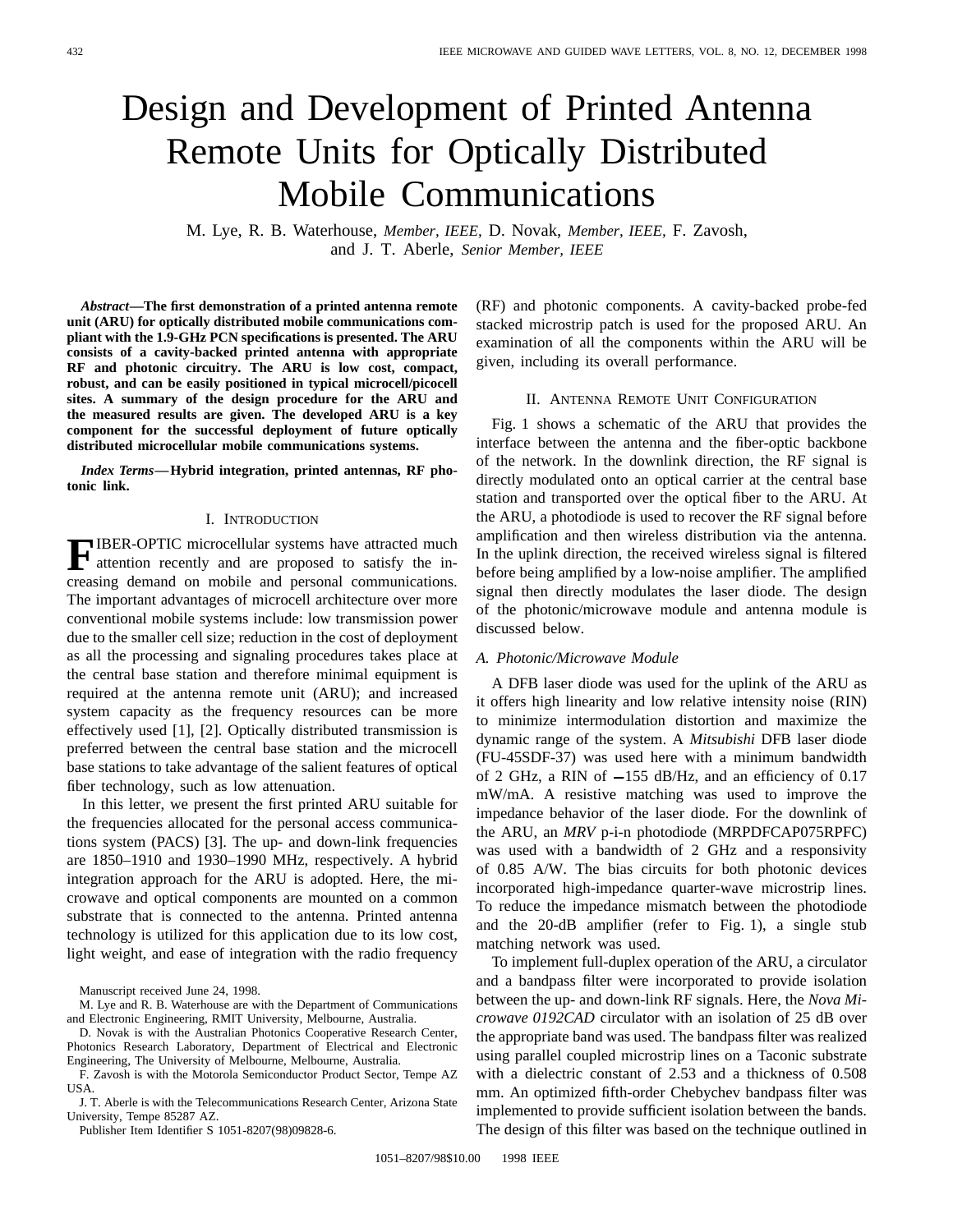# Design and Development of Printed Antenna Remote Units for Optically Distributed Mobile Communications

M. Lye, R. B. Waterhouse, *Member, IEEE,* D. Novak, *Member, IEEE,* F. Zavosh, and J. T. Aberle, *Senior Member, IEEE*

***Abstract*—The first demonstration of a printed antenna remote unit (ARU) for optically distributed mobile communications compliant with the 1.9-GHz PCN specifications is presented. The ARU consists of a cavity-backed printed antenna with appropriate RF and photonic circuitry. The ARU is low cost, compact, robust, and can be easily positioned in typical microcell/picocell sites. A summary of the design procedure for the ARU and the measured results are given. The developed ARU is a key component for the successful deployment of future optically distributed microcellular mobile communications systems.**

***Index Terms*—Hybrid integration, printed antennas, RF photonic link.**

## I. Introduction

Fiber-optic microcellular systems have attracted much attention recently and are proposed to satisfy the increasing demand on mobile and personal communications. The important advantages of microcell architecture over more conventional mobile systems include: low transmission power due to the smaller cell size; reduction in the cost of deployment as all the processing and signaling procedures takes place at the central base station and therefore minimal equipment is required at the antenna remote unit (ARU); and increased system capacity as the frequency resources can be more effectively used [1], [2]. Optically distributed transmission is preferred between the central base station and the microcell base stations to take advantage of the salient features of optical fiber technology, such as low attenuation.

In this letter, we present the first printed ARU suitable for the frequencies allocated for the personal access communications system (PACS) [3]. The up- and down-link frequencies are 1850–1910 and 1930–1990 MHz, respectively. A hybrid integration approach for the ARU is adopted. Here, the microwave and optical components are mounted on a common substrate that is connected to the antenna. Printed antenna technology is utilized for this application due to its low cost, light weight, and ease of integration with the radio frequency (RF) and photonic components. A cavity-backed probe-fed stacked microstrip patch is used for the proposed ARU. An examination of all the components within the ARU will be given, including its overall performance.

## II. Antenna Remote Unit Configuration

Fig. 1 shows a schematic of the ARU that provides the interface between the antenna and the fiber-optic backbone of the network. In the downlink direction, the RF signal is directly modulated onto an optical carrier at the central base station and transported over the optical fiber to the ARU. At the ARU, a photodiode is used to recover the RF signal before amplification and then wireless distribution via the antenna. In the uplink direction, the received wireless signal is filtered before being amplified by a low-noise amplifier. The amplified signal then directly modulates the laser diode. The design of the photonic/microwave module and antenna module is discussed below.

### A. Photonic/Microwave Module

A DFB laser diode was used for the uplink of the ARU as it offers high linearity and low relative intensity noise (RIN) to minimize intermodulation distortion and maximize the dynamic range of the system. A *Mitsubishi* DFB laser diode (FU-45SDF-37) was used here with a minimum bandwidth of 2 GHz, a RIN of −155 dB/Hz, and an efficiency of 0.17 mW/mA. A resistive matching was used to improve the impedance behavior of the laser diode. For the downlink of the ARU, an *MRV* p-i-n photodiode (MRPDFCAP075RPFC) was used with a bandwidth of 2 GHz and a responsivity of 0.85 A/W. The bias circuits for both photonic devices incorporated high-impedance quarter-wave microstrip lines. To reduce the impedance mismatch between the photodiode and the 20-dB amplifier (refer to Fig. 1), a single stub matching network was used.

To implement full-duplex operation of the ARU, a circulator and a bandpass filter were incorporated to provide isolation between the up- and down-link RF signals. Here, the *Nova Microwave 0192CAD* circulator with an isolation of 25 dB over the appropriate band was used. The bandpass filter was realized using parallel coupled microstrip lines on a Taconic substrate with a dielectric constant of 2.53 and a thickness of 0.508 mm. An optimized fifth-order Chebychev bandpass filter was implemented to provide sufficient isolation between the bands. The design of this filter was based on the technique outlined in

---

Manuscript received June 24, 1998.

M. Lye and R. B. Waterhouse are with the Department of Communications and Electronic Engineering, RMIT University, Melbourne, Australia.

D. Novak is with the Australian Photonics Cooperative Research Center, Photonics Research Laboratory, Department of Electrical and Electronic Engineering, The University of Melbourne, Melbourne, Australia.

F. Zavosh is with the Motorola Semiconductor Product Sector, Tempe AZ USA.

J. T. Aberle is with the Telecommunications Research Center, Arizona State University, Tempe 85287 AZ.

Publisher Item Identifier S 1051-8207(98)09828-6.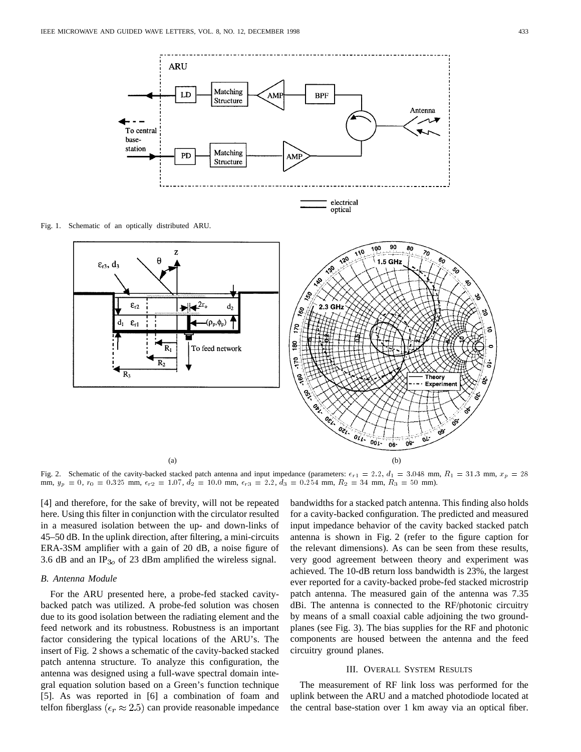Fig. 1. Schematic of an optically distributed ARU.

Fig. 2. Schematic of the cavity-backed stacked patch antenna and input impedance (parameters: $\epsilon_{r1} = 2.2$, $d_1 = 3.048$ mm, $R_1 = 31.3$ mm, $x_p = 28$ mm, $y_p = 0$, $r_0 = 0.325$ mm, $\epsilon_{r2} = 1.07$, $d_2 = 10.0$ mm, $\epsilon_{r3} = 2.2$, $d_3 = 0.254$ mm, $R_2 = 34$ mm, $R_3 = 50$ mm).

[4] and therefore, for the sake of brevity, will not be repeated here. Using this filter in conjunction with the circulator resulted in a measured isolation between the up- and down-links of 45–50 dB. In the uplink direction, after filtering, a mini-circuits ERA-3SM amplifier with a gain of 20 dB, a noise figure of 3.6 dB and an $IP_{3o}$ of 23 dBm amplified the wireless signal.

### *B. Antenna Module*

For the ARU presented here, a probe-fed stacked cavity-backed patch was utilized. A probe-fed solution was chosen due to its good isolation between the radiating element and the feed network and its robustness. Robustness is an important factor considering the typical locations of the ARU's. The insert of Fig. 2 shows a schematic of the cavity-backed stacked patch antenna structure. To analyze this configuration, the antenna was designed using a full-wave spectral domain integral equation solution based on a Green's function technique [5]. As was reported in [6] a combination of foam and telfon fiberglass ($\epsilon_r \approx 2.5$) can provide reasonable impedance bandwidths for a stacked patch antenna. This finding also holds for a cavity-backed configuration. The predicted and measured input impedance behavior of the cavity backed stacked patch antenna is shown in Fig. 2 (refer to the figure caption for the relevant dimensions). As can be seen from these results, very good agreement between theory and experiment was achieved. The 10-dB return loss bandwidth is 23%, the largest ever reported for a cavity-backed probe-fed stacked microstrip patch antenna. The measured gain of the antenna was 7.35 dBi. The antenna is connected to the RF/photonic circuitry by means of a small coaxial cable adjoining the two ground-planes (see Fig. 3). The bias supplies for the RF and photonic components are housed between the antenna and the feed circuitry ground planes.

## III. Overall System Results

The measurement of RF link loss was performed for the uplink between the ARU and a matched photodiode located at the central base-station over 1 km away via an optical fiber.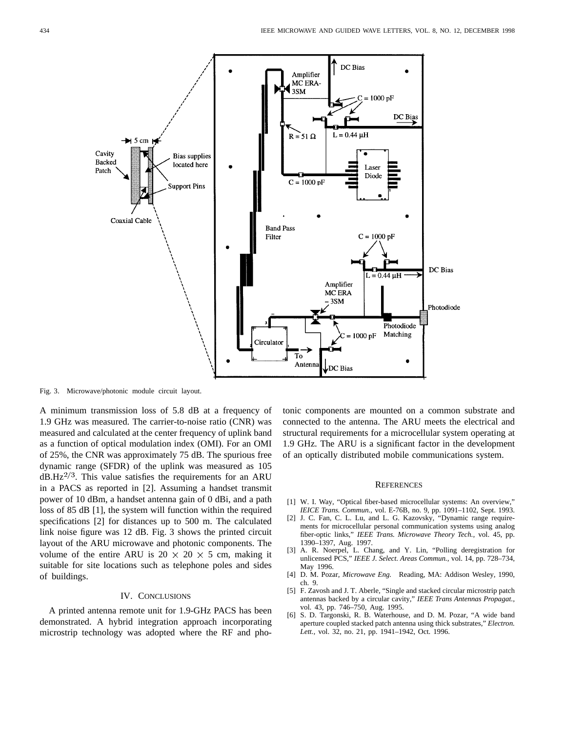Fig. 3. Microwave/photonic module circuit layout.

A minimum transmission loss of 5.8 dB at a frequency of 1.9 GHz was measured. The carrier-to-noise ratio (CNR) was measured and calculated at the center frequency of uplink band as a function of optical modulation index (OMI). For an OMI of 25%, the CNR was approximately 75 dB. The spurious free dynamic range (SFDR) of the uplink was measured as 105 $\mathrm{dB.Hz}^{2/3}$. This value satisfies the requirements for an ARU in a PACS as reported in [2]. Assuming a handset transmit power of 10 dBm, a handset antenna gain of 0 dBi, and a path loss of 85 dB [1], the system will function within the required specifications [2] for distances up to 500 m. The calculated link noise figure was 12 dB. Fig. 3 shows the printed circuit layout of the ARU microwave and photonic components. The volume of the entire ARU is $20 \times 20 \times 5$ cm, making it suitable for site locations such as telephone poles and sides of buildings.

## IV. Conclusions

A printed antenna remote unit for 1.9-GHz PACS has been demonstrated. A hybrid integration approach incorporating microstrip technology was adopted where the RF and photonic components are mounted on a common substrate and connected to the antenna. The ARU meets the electrical and structural requirements for a microcellular system operating at 1.9 GHz. The ARU is a significant factor in the development of an optically distributed mobile communications system.

## References

[1] W. I. Way, "Optical fiber-based microcellular systems: An overview," *IEICE Trans. Commun.*, vol. E-76B, no. 9, pp. 1091–1102, Sept. 1993.

[2] J. C. Fan, C. L. Lu, and L. G. Kazovsky, "Dynamic range requirements for microcellular personal communication systems using analog fiber-optic links," *IEEE Trans. Microwave Theory Tech.*, vol. 45, pp. 1390–1397, Aug. 1997.

[3] A. R. Noerpel, L. Chang, and Y. Lin, "Polling deregistration for unlicensed PCS," *IEEE J. Select. Areas Commun.*, vol. 14, pp. 728–734, May 1996.

[4] D. M. Pozar, *Microwave Eng.* Reading, MA: Addison Wesley, 1990, ch. 9.

[5] F. Zavosh and J. T. Aberle, "Single and stacked circular microstrip patch antennas backed by a circular cavity," *IEEE Trans Antennas Propagat.*, vol. 43, pp. 746–750, Aug. 1995.

[6] S. D. Targonski, R. B. Waterhouse, and D. M. Pozar, "A wide band aperture coupled stacked patch antenna using thick substrates," *Electron. Lett.*, vol. 32, no. 21, pp. 1941–1942, Oct. 1996.